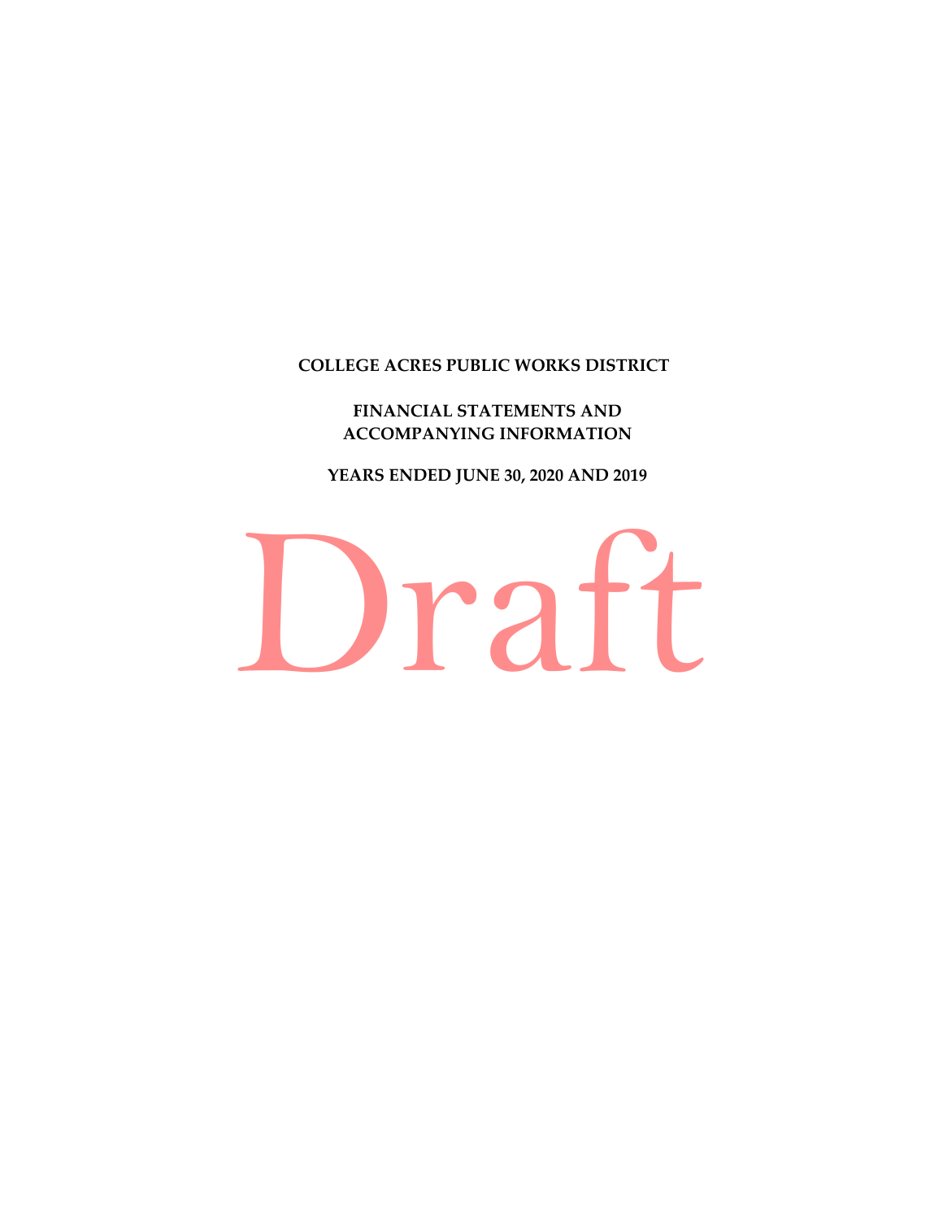# COLLEGE ACRES PUBLIC WORKS DISTRICT

## FINANCIAL STATEMENTS AND ACCOMPANYING INFORMATION

## YEARS ENDED JUNE 30, 2020 AND 2019

Draft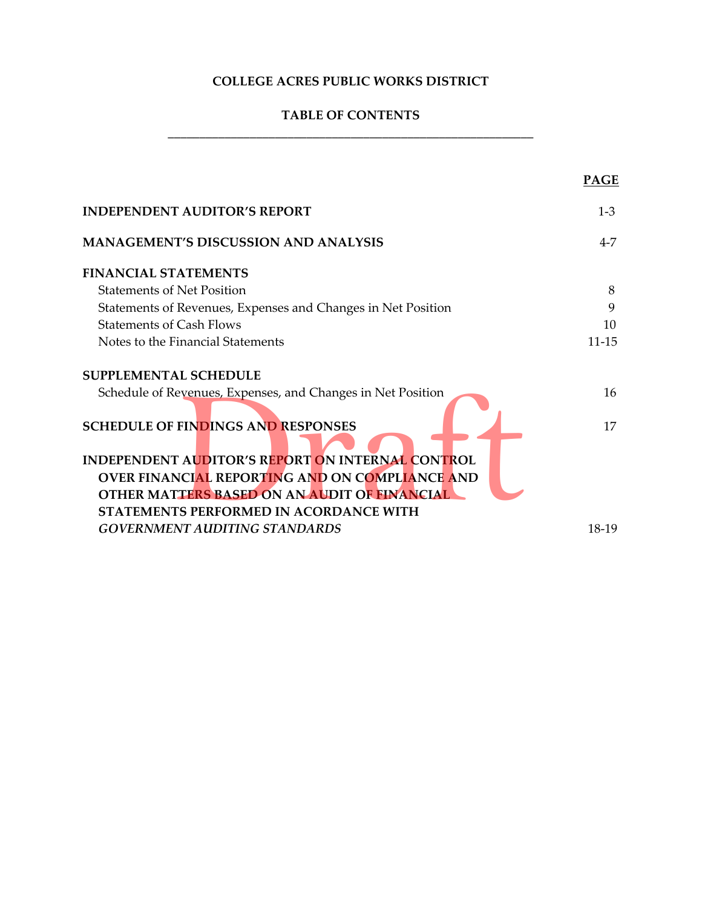**COLLEGE ACRES PUBLIC WORKS DISTRICT**

**TABLE OF CONTENTS**

| | PAGE |
|---|---|
| **INDEPENDENT AUDITOR'S REPORT** | 1-3 |
| **MANAGEMENT'S DISCUSSION AND ANALYSIS** | 4-7 |
| **FINANCIAL STATEMENTS** | |
| Statements of Net Position | 8 |
| Statements of Revenues, Expenses and Changes in Net Position | 9 |
| Statements of Cash Flows | 10 |
| Notes to the Financial Statements | 11-15 |
| **SUPPLEMENTAL SCHEDULE** | |
| Schedule of Revenues, Expenses, and Changes in Net Position | 16 |
| **SCHEDULE OF FINDINGS AND RESPONSES** | 17 |
| **INDEPENDENT AUDITOR'S REPORT ON INTERNAL CONTROL OVER FINANCIAL REPORTING AND ON COMPLIANCE AND OTHER MATTERS BASED ON AN AUDIT OF FINANCIAL STATEMENTS PERFORMED IN ACORDANCE WITH *GOVERNMENT AUDITING STANDARDS*** | 18-19 |

Draft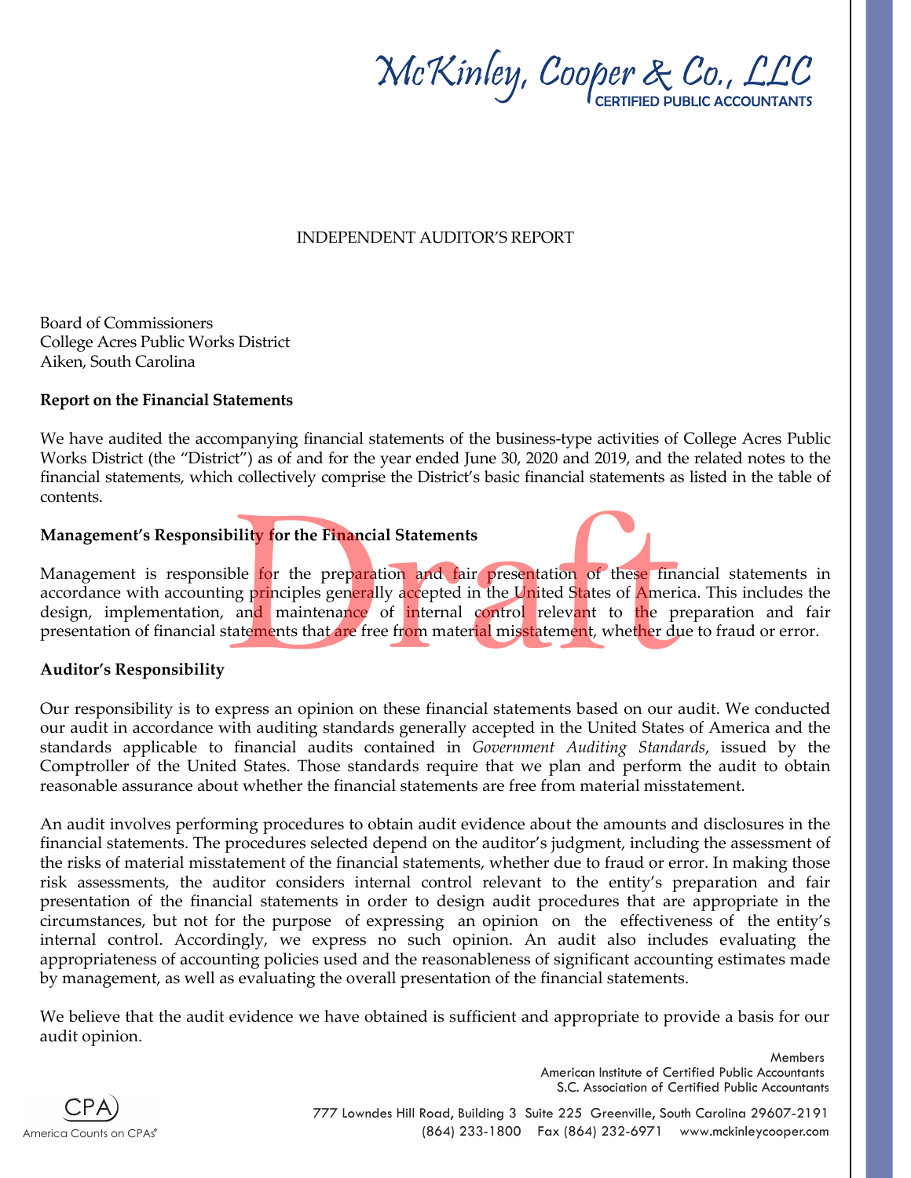McKinley, Cooper & Co., LLC
CERTIFIED PUBLIC ACCOUNTANTS

INDEPENDENT AUDITOR'S REPORT

Board of Commissioners
College Acres Public Works District
Aiken, South Carolina

**Report on the Financial Statements**

We have audited the accompanying financial statements of the business-type activities of College Acres Public Works District (the "District") as of and for the year ended June 30, 2020 and 2019, and the related notes to the financial statements, which collectively comprise the District's basic financial statements as listed in the table of contents.

**Management's Responsibility for the Financial Statements**

Management is responsible for the preparation and fair presentation of these financial statements in accordance with accounting principles generally accepted in the United States of America. This includes the design, implementation, and maintenance of internal control relevant to the preparation and fair presentation of financial statements that are free from material misstatement, whether due to fraud or error.

**Auditor's Responsibility**

Our responsibility is to express an opinion on these financial statements based on our audit. We conducted our audit in accordance with auditing standards generally accepted in the United States of America and the standards applicable to financial audits contained in *Government Auditing Standards*, issued by the Comptroller of the United States. Those standards require that we plan and perform the audit to obtain reasonable assurance about whether the financial statements are free from material misstatement.

An audit involves performing procedures to obtain audit evidence about the amounts and disclosures in the financial statements. The procedures selected depend on the auditor's judgment, including the assessment of the risks of material misstatement of the financial statements, whether due to fraud or error. In making those risk assessments, the auditor considers internal control relevant to the entity's preparation and fair presentation of the financial statements in order to design audit procedures that are appropriate in the circumstances, but not for the purpose of expressing an opinion on the effectiveness of the entity's internal control. Accordingly, we express no such opinion. An audit also includes evaluating the appropriateness of accounting policies used and the reasonableness of significant accounting estimates made by management, as well as evaluating the overall presentation of the financial statements.

We believe that the audit evidence we have obtained is sufficient and appropriate to provide a basis for our audit opinion.

Members
American Institute of Certified Public Accountants
S.C. Association of Certified Public Accountants

777 Lowndes Hill Road, Building 3 Suite 225 Greenville, South Carolina 29607-2191
(864) 233-1800 Fax (864) 232-6971 www.mckinleycooper.com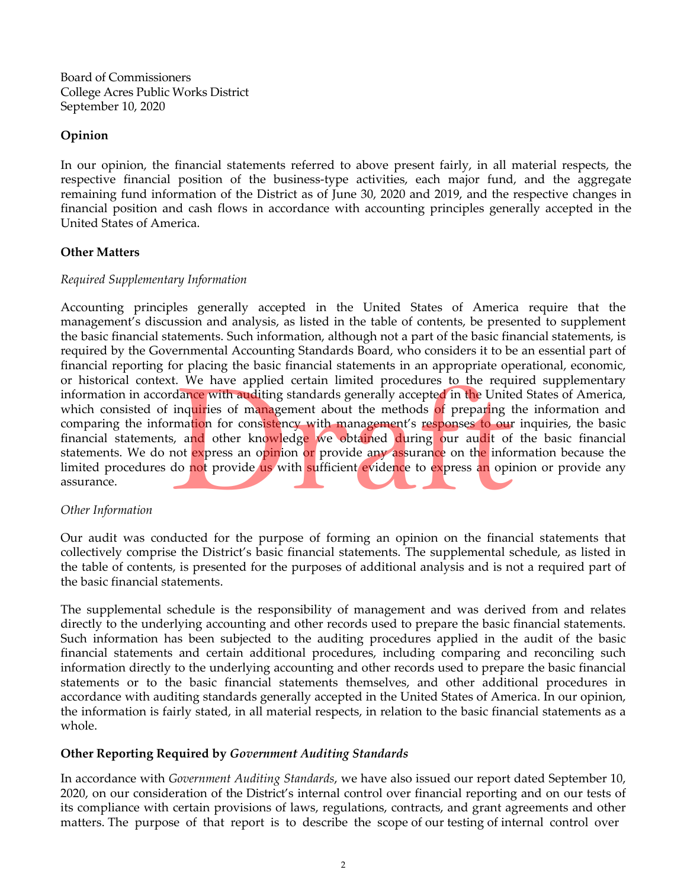Board of Commissioners
College Acres Public Works District
September 10, 2020

**Opinion**

In our opinion, the financial statements referred to above present fairly, in all material respects, the respective financial position of the business-type activities, each major fund, and the aggregate remaining fund information of the District as of June 30, 2020 and 2019, and the respective changes in financial position and cash flows in accordance with accounting principles generally accepted in the United States of America.

**Other Matters**

*Required Supplementary Information*

Accounting principles generally accepted in the United States of America require that the management's discussion and analysis, as listed in the table of contents, be presented to supplement the basic financial statements. Such information, although not a part of the basic financial statements, is required by the Governmental Accounting Standards Board, who considers it to be an essential part of financial reporting for placing the basic financial statements in an appropriate operational, economic, or historical context. We have applied certain limited procedures to the required supplementary information in accordance with auditing standards generally accepted in the United States of America, which consisted of inquiries of management about the methods of preparing the information and comparing the information for consistency with management's responses to our inquiries, the basic financial statements, and other knowledge we obtained during our audit of the basic financial statements. We do not express an opinion or provide any assurance on the information because the limited procedures do not provide us with sufficient evidence to express an opinion or provide any assurance.

*Other Information*

Our audit was conducted for the purpose of forming an opinion on the financial statements that collectively comprise the District's basic financial statements. The supplemental schedule, as listed in the table of contents, is presented for the purposes of additional analysis and is not a required part of the basic financial statements.

The supplemental schedule is the responsibility of management and was derived from and relates directly to the underlying accounting and other records used to prepare the basic financial statements. Such information has been subjected to the auditing procedures applied in the audit of the basic financial statements and certain additional procedures, including comparing and reconciling such information directly to the underlying accounting and other records used to prepare the basic financial statements or to the basic financial statements themselves, and other additional procedures in accordance with auditing standards generally accepted in the United States of America. In our opinion, the information is fairly stated, in all material respects, in relation to the basic financial statements as a whole.

**Other Reporting Required by *Government Auditing Standards***

In accordance with *Government Auditing Standards*, we have also issued our report dated September 10, 2020, on our consideration of the District's internal control over financial reporting and on our tests of its compliance with certain provisions of laws, regulations, contracts, and grant agreements and other matters. The purpose of that report is to describe the scope of our testing of internal control over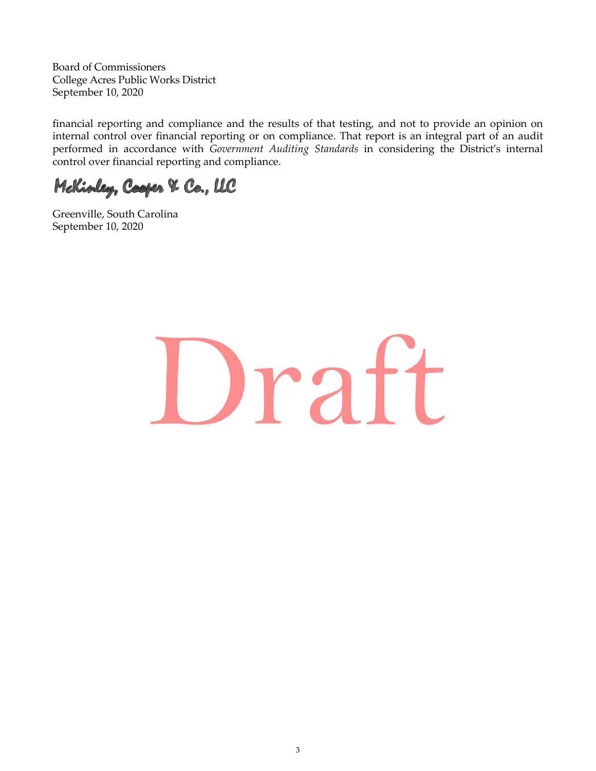Board of Commissioners
College Acres Public Works District
September 10, 2020

financial reporting and compliance and the results of that testing, and not to provide an opinion on internal control over financial reporting or on compliance. That report is an integral part of an audit performed in accordance with *Government Auditing Standards* in considering the District's internal control over financial reporting and compliance.

McKinley, Cooper & Co., LLC

Greenville, South Carolina
September 10, 2020

Draft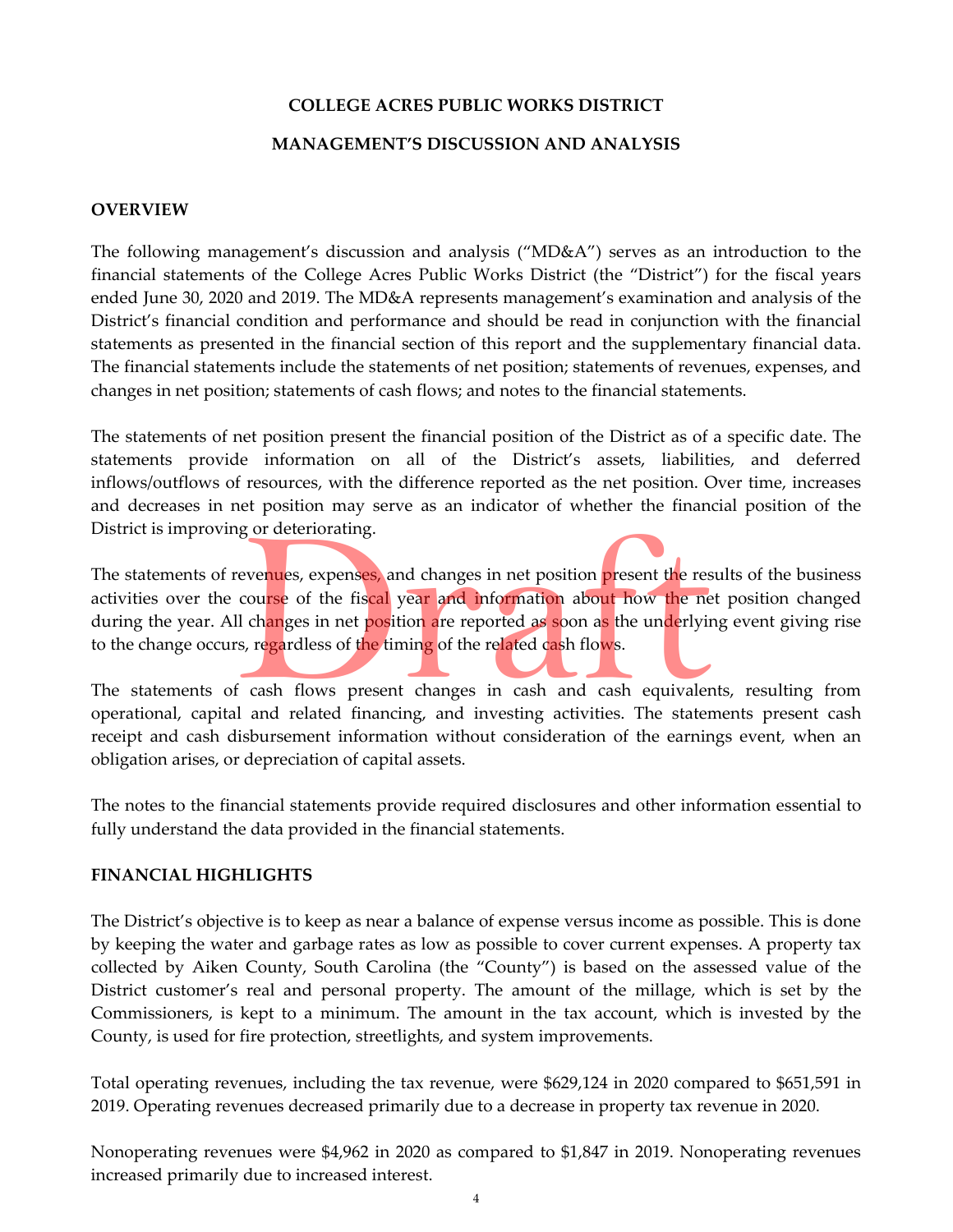# COLLEGE ACRES PUBLIC WORKS DISTRICT

## MANAGEMENT'S DISCUSSION AND ANALYSIS

### OVERVIEW

The following management's discussion and analysis ("MD&A") serves as an introduction to the financial statements of the College Acres Public Works District (the "District") for the fiscal years ended June 30, 2020 and 2019. The MD&A represents management's examination and analysis of the District's financial condition and performance and should be read in conjunction with the financial statements as presented in the financial section of this report and the supplementary financial data. The financial statements include the statements of net position; statements of revenues, expenses, and changes in net position; statements of cash flows; and notes to the financial statements.

The statements of net position present the financial position of the District as of a specific date. The statements provide information on all of the District's assets, liabilities, and deferred inflows/outflows of resources, with the difference reported as the net position. Over time, increases and decreases in net position may serve as an indicator of whether the financial position of the District is improving or deteriorating.

The statements of revenues, expenses, and changes in net position present the results of the business activities over the course of the fiscal year and information about how the net position changed during the year. All changes in net position are reported as soon as the underlying event giving rise to the change occurs, regardless of the timing of the related cash flows.

The statements of cash flows present changes in cash and cash equivalents, resulting from operational, capital and related financing, and investing activities. The statements present cash receipt and cash disbursement information without consideration of the earnings event, when an obligation arises, or depreciation of capital assets.

The notes to the financial statements provide required disclosures and other information essential to fully understand the data provided in the financial statements.

### FINANCIAL HIGHLIGHTS

The District's objective is to keep as near a balance of expense versus income as possible. This is done by keeping the water and garbage rates as low as possible to cover current expenses. A property tax collected by Aiken County, South Carolina (the "County") is based on the assessed value of the District customer's real and personal property. The amount of the millage, which is set by the Commissioners, is kept to a minimum. The amount in the tax account, which is invested by the County, is used for fire protection, streetlights, and system improvements.

Total operating revenues, including the tax revenue, were $629,124 in 2020 compared to $651,591 in 2019. Operating revenues decreased primarily due to a decrease in property tax revenue in 2020.

Nonoperating revenues were $4,962 in 2020 as compared to $1,847 in 2019. Nonoperating revenues increased primarily due to increased interest.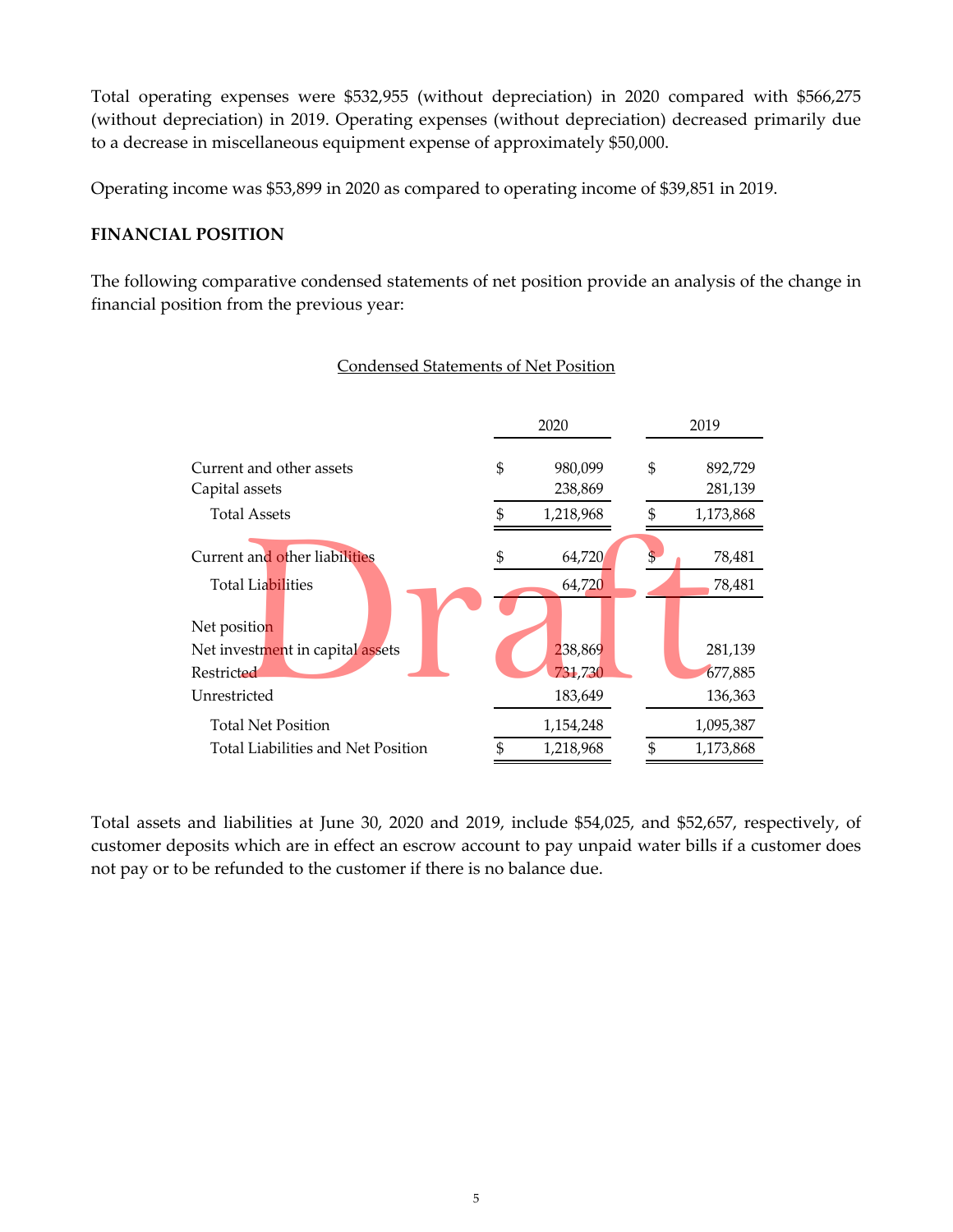Total operating expenses were $532,955 (without depreciation) in 2020 compared with $566,275 (without depreciation) in 2019. Operating expenses (without depreciation) decreased primarily due to a decrease in miscellaneous equipment expense of approximately $50,000.

Operating income was $53,899 in 2020 as compared to operating income of $39,851 in 2019.

**FINANCIAL POSITION**

The following comparative condensed statements of net position provide an analysis of the change in financial position from the previous year:

Condensed Statements of Net Position

| | 2020 | 2019 |
|---|---|---|
| Current and other assets | $ 980,099 | $ 892,729 |
| Capital assets | 238,869 | 281,139 |
| Total Assets | $ 1,218,968 | $ 1,173,868 |
| Current and other liabilities | $ 64,720 | $ 78,481 |
| Total Liabilities | 64,720 | 78,481 |
| Net position | | |
| Net investment in capital assets | 238,869 | 281,139 |
| Restricted | 731,730 | 677,885 |
| Unrestricted | 183,649 | 136,363 |
| Total Net Position | 1,154,248 | 1,095,387 |
| Total Liabilities and Net Position | $ 1,218,968 | $ 1,173,868 |

Total assets and liabilities at June 30, 2020 and 2019, include $54,025, and $52,657, respectively, of customer deposits which are in effect an escrow account to pay unpaid water bills if a customer does not pay or to be refunded to the customer if there is no balance due.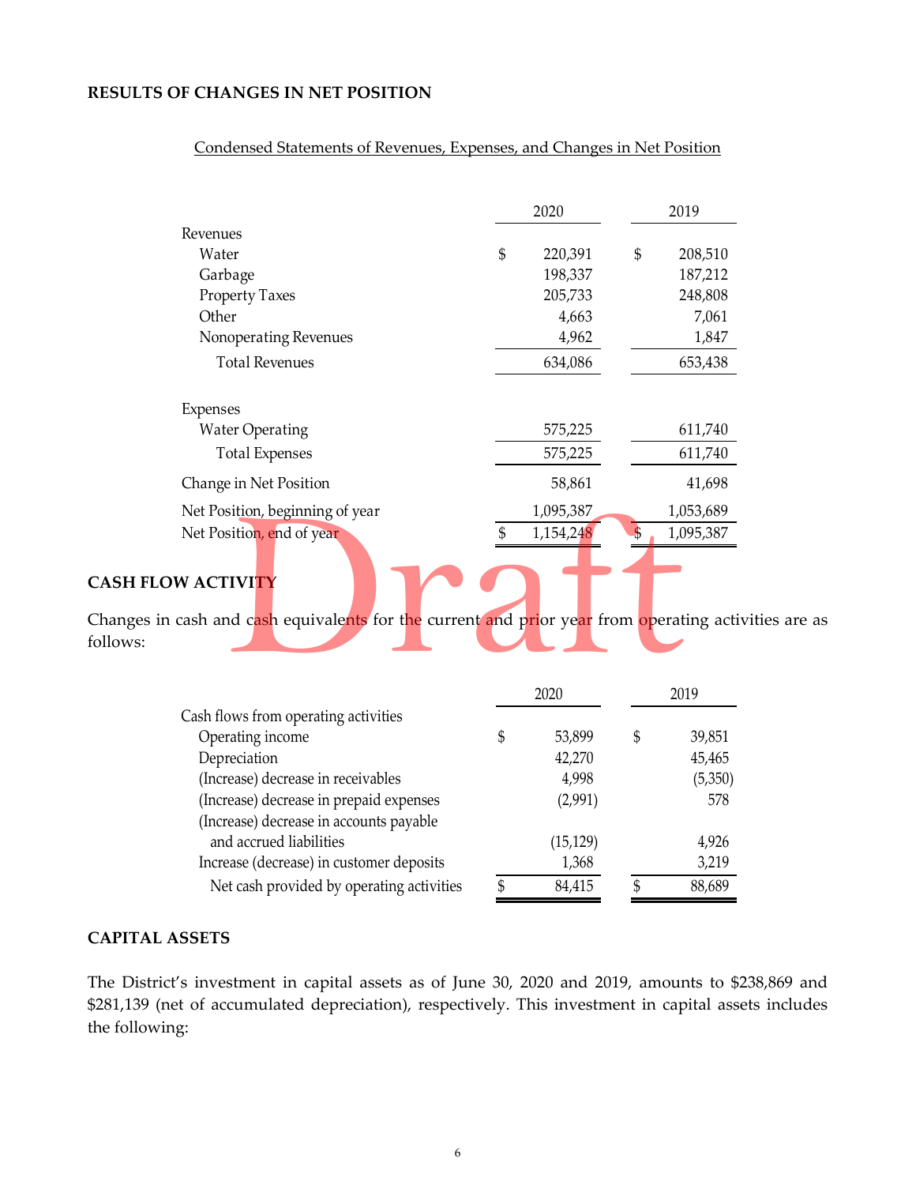**RESULTS OF CHANGES IN NET POSITION**

Condensed Statements of Revenues, Expenses, and Changes in Net Position

| | 2020 | 2019 |
|---|---|---|
| Revenues | | |
| Water | $ 220,391 | $ 208,510 |
| Garbage | 198,337 | 187,212 |
| Property Taxes | 205,733 | 248,808 |
| Other | 4,663 | 7,061 |
| Nonoperating Revenues | 4,962 | 1,847 |
| Total Revenues | 634,086 | 653,438 |
| Expenses | | |
| Water Operating | 575,225 | 611,740 |
| Total Expenses | 575,225 | 611,740 |
| Change in Net Position | 58,861 | 41,698 |
| Net Position, beginning of year | 1,095,387 | 1,053,689 |
| Net Position, end of year | $ 1,154,248 | $ 1,095,387 |

**CASH FLOW ACTIVITY**

Changes in cash and cash equivalents for the current and prior year from operating activities are as follows:

| | 2020 | 2019 |
|---|---|---|
| Cash flows from operating activities | | |
| Operating income | $ 53,899 | $ 39,851 |
| Depreciation | 42,270 | 45,465 |
| (Increase) decrease in receivables | 4,998 | (5,350) |
| (Increase) decrease in prepaid expenses | (2,991) | 578 |
| (Increase) decrease in accounts payable and accrued liabilities | (15,129) | 4,926 |
| Increase (decrease) in customer deposits | 1,368 | 3,219 |
| Net cash provided by operating activities | $ 84,415 | $ 88,689 |

**CAPITAL ASSETS**

The District's investment in capital assets as of June 30, 2020 and 2019, amounts to $238,869 and $281,139 (net of accumulated depreciation), respectively. This investment in capital assets includes the following: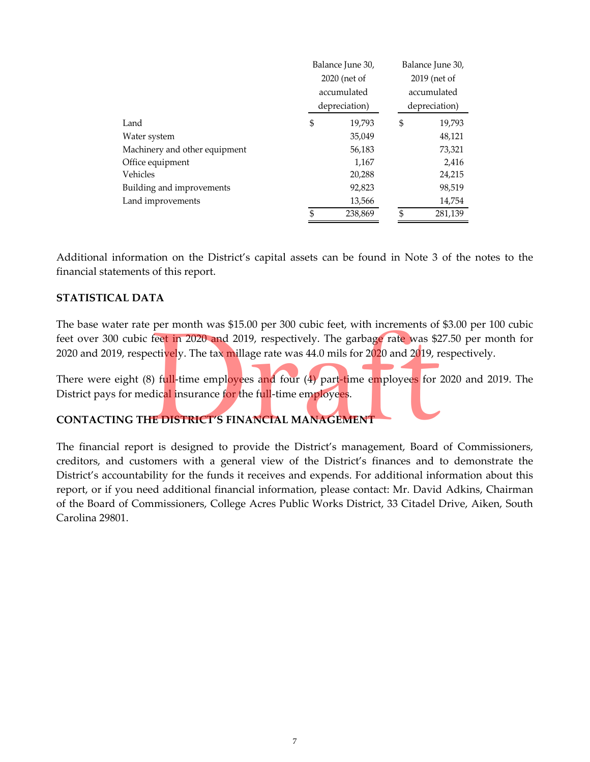| | Balance June 30, 2020 (net of accumulated depreciation) | Balance June 30, 2019 (net of accumulated depreciation) |
|---|---|---|
| Land | $ 19,793 | $ 19,793 |
| Water system | 35,049 | 48,121 |
| Machinery and other equipment | 56,183 | 73,321 |
| Office equipment | 1,167 | 2,416 |
| Vehicles | 20,288 | 24,215 |
| Building and improvements | 92,823 | 98,519 |
| Land improvements | 13,566 | 14,754 |
| | $ 238,869 | $ 281,139 |

Additional information on the District's capital assets can be found in Note 3 of the notes to the financial statements of this report.

**STATISTICAL DATA**

The base water rate per month was $15.00 per 300 cubic feet, with increments of $3.00 per 100 cubic feet over 300 cubic feet in 2020 and 2019, respectively. The garbage rate was $27.50 per month for 2020 and 2019, respectively. The tax millage rate was 44.0 mils for 2020 and 2019, respectively.

There were eight (8) full-time employees and four (4) part-time employees for 2020 and 2019. The District pays for medical insurance for the full-time employees.

**CONTACTING THE DISTRICT'S FINANCIAL MANAGEMENT**

The financial report is designed to provide the District's management, Board of Commissioners, creditors, and customers with a general view of the District's finances and to demonstrate the District's accountability for the funds it receives and expends. For additional information about this report, or if you need additional financial information, please contact: Mr. David Adkins, Chairman of the Board of Commissioners, College Acres Public Works District, 33 Citadel Drive, Aiken, South Carolina 29801.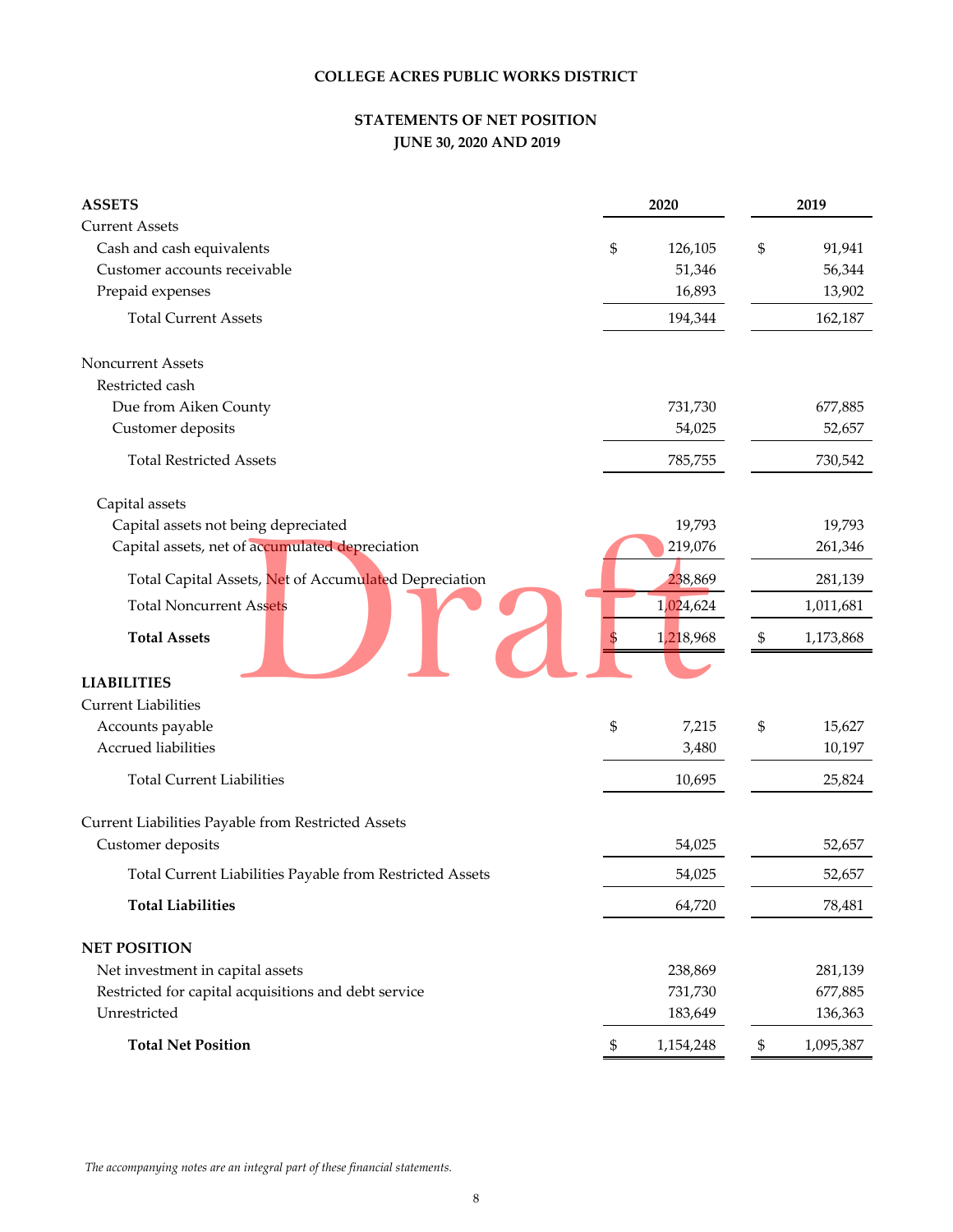# COLLEGE ACRES PUBLIC WORKS DISTRICT

## STATEMENTS OF NET POSITION
## JUNE 30, 2020 AND 2019

| | 2020 | 2019 |
|---|---|---|
| **ASSETS** | | |
| Current Assets | | |
| Cash and cash equivalents | $ 126,105 | $ 91,941 |
| Customer accounts receivable | 51,346 | 56,344 |
| Prepaid expenses | 16,893 | 13,902 |
| Total Current Assets | 194,344 | 162,187 |
| Noncurrent Assets | | |
| Restricted cash | | |
| Due from Aiken County | 731,730 | 677,885 |
| Customer deposits | 54,025 | 52,657 |
| Total Restricted Assets | 785,755 | 730,542 |
| Capital assets | | |
| Capital assets not being depreciated | 19,793 | 19,793 |
| Capital assets, net of accumulated depreciation | 219,076 | 261,346 |
| Total Capital Assets, Net of Accumulated Depreciation | 238,869 | 281,139 |
| Total Noncurrent Assets | 1,024,624 | 1,011,681 |
| **Total Assets** | $ 1,218,968 | $ 1,173,868 |
| **LIABILITIES** | | |
| Current Liabilities | | |
| Accounts payable | $ 7,215 | $ 15,627 |
| Accrued liabilities | 3,480 | 10,197 |
| Total Current Liabilities | 10,695 | 25,824 |
| Current Liabilities Payable from Restricted Assets | | |
| Customer deposits | 54,025 | 52,657 |
| Total Current Liabilities Payable from Restricted Assets | 54,025 | 52,657 |
| **Total Liabilities** | 64,720 | 78,481 |
| **NET POSITION** | | |
| Net investment in capital assets | 238,869 | 281,139 |
| Restricted for capital acquisitions and debt service | 731,730 | 677,885 |
| Unrestricted | 183,649 | 136,363 |
| **Total Net Position** | $ 1,154,248 | $ 1,095,387 |

*The accompanying notes are an integral part of these financial statements.*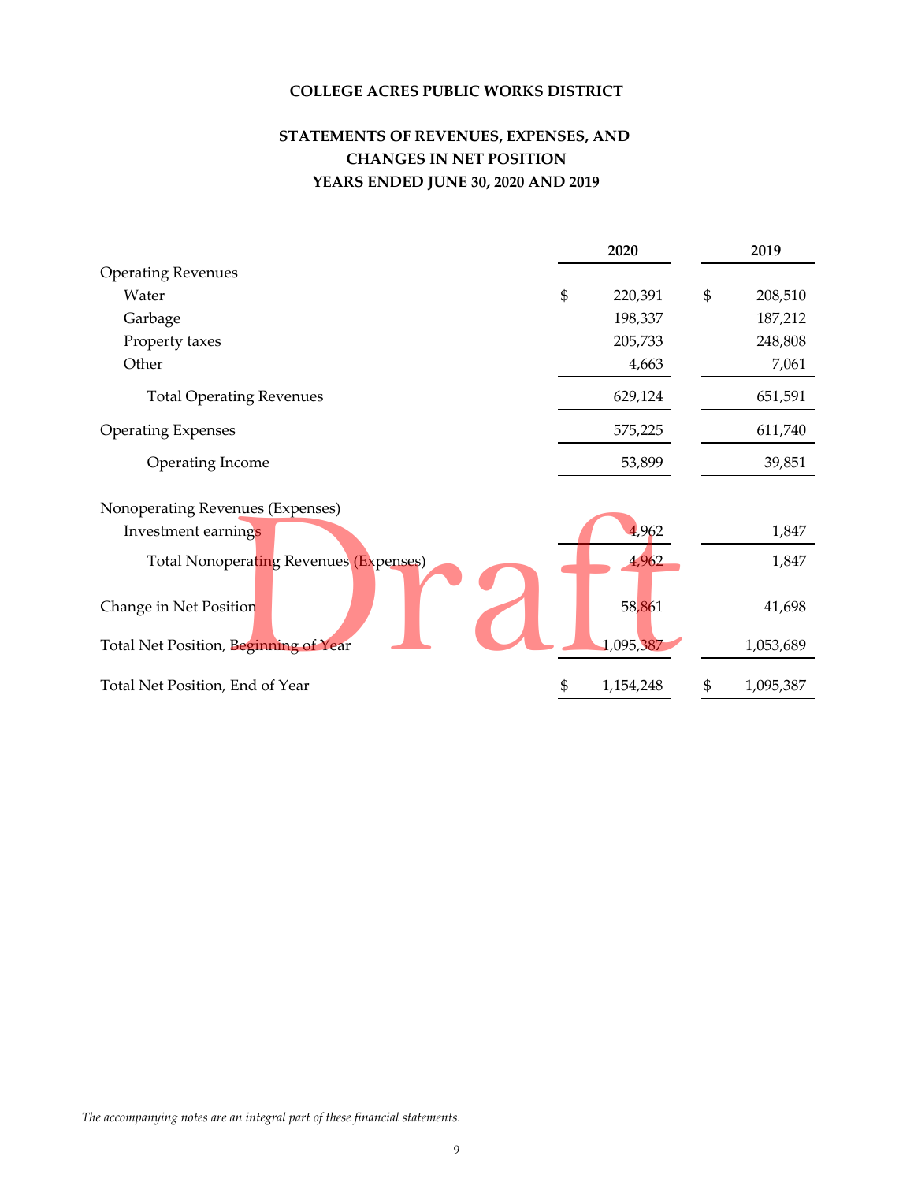**COLLEGE ACRES PUBLIC WORKS DISTRICT**

**STATEMENTS OF REVENUES, EXPENSES, AND CHANGES IN NET POSITION YEARS ENDED JUNE 30, 2020 AND 2019**

| | 2020 | 2019 |
|---|---|---|
| Operating Revenues | | |
| Water | $ 220,391 | $ 208,510 |
| Garbage | 198,337 | 187,212 |
| Property taxes | 205,733 | 248,808 |
| Other | 4,663 | 7,061 |
| Total Operating Revenues | 629,124 | 651,591 |
| Operating Expenses | 575,225 | 611,740 |
| Operating Income | 53,899 | 39,851 |
| Nonoperating Revenues (Expenses) | | |
| Investment earnings | 4,962 | 1,847 |
| Total Nonoperating Revenues (Expenses) | 4,962 | 1,847 |
| Change in Net Position | 58,861 | 41,698 |
| Total Net Position, Beginning of Year | 1,095,387 | 1,053,689 |
| Total Net Position, End of Year | $ 1,154,248 | $ 1,095,387 |

Draft

*The accompanying notes are an integral part of these financial statements.*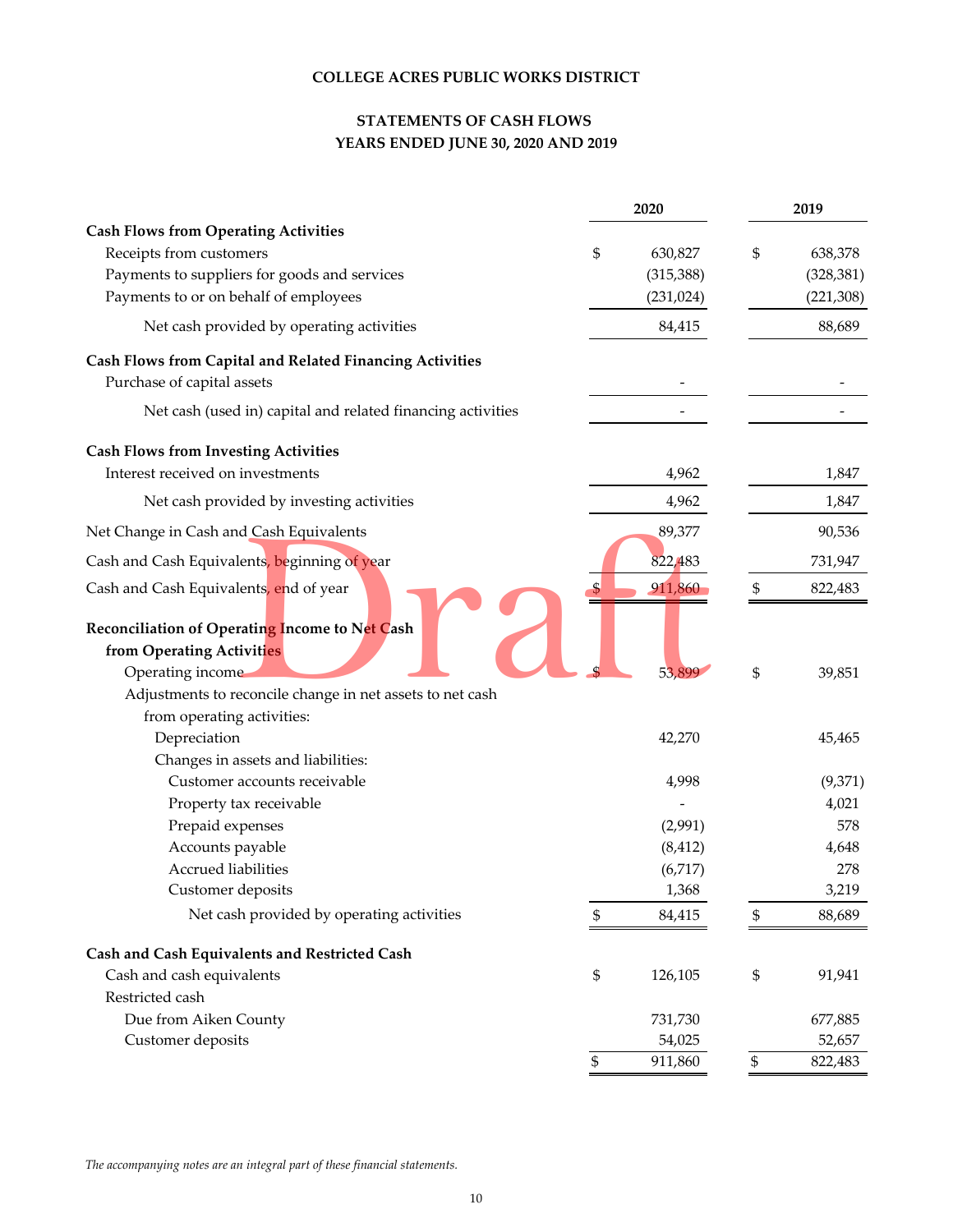**COLLEGE ACRES PUBLIC WORKS DISTRICT**

**STATEMENTS OF CASH FLOWS**
**YEARS ENDED JUNE 30, 2020 AND 2019**

| | 2020 | 2019 |
|---|---|---|
| **Cash Flows from Operating Activities** | | |
| Receipts from customers | $ 630,827 | $ 638,378 |
| Payments to suppliers for goods and services | (315,388) | (328,381) |
| Payments to or on behalf of employees | (231,024) | (221,308) |
| Net cash provided by operating activities | 84,415 | 88,689 |
| **Cash Flows from Capital and Related Financing Activities** | | |
| Purchase of capital assets | - | - |
| Net cash (used in) capital and related financing activities | - | - |
| **Cash Flows from Investing Activities** | | |
| Interest received on investments | 4,962 | 1,847 |
| Net cash provided by investing activities | 4,962 | 1,847 |
| Net Change in Cash and Cash Equivalents | 89,377 | 90,536 |
| Cash and Cash Equivalents, beginning of year | 822,483 | 731,947 |
| Cash and Cash Equivalents, end of year | $ 911,860 | $ 822,483 |
| **Reconciliation of Operating Income to Net Cash from Operating Activities** | | |
| Operating income | $ 53,899 | $ 39,851 |
| Adjustments to reconcile change in net assets to net cash from operating activities: | | |
| Depreciation | 42,270 | 45,465 |
| Changes in assets and liabilities: | | |
| Customer accounts receivable | 4,998 | (9,371) |
| Property tax receivable | - | 4,021 |
| Prepaid expenses | (2,991) | 578 |
| Accounts payable | (8,412) | 4,648 |
| Accrued liabilities | (6,717) | 278 |
| Customer deposits | 1,368 | 3,219 |
| Net cash provided by operating activities | $ 84,415 | $ 88,689 |
| **Cash and Cash Equivalents and Restricted Cash** | | |
| Cash and cash equivalents | $ 126,105 | $ 91,941 |
| Restricted cash | | |
| Due from Aiken County | 731,730 | 677,885 |
| Customer deposits | 54,025 | 52,657 |
| | $ 911,860 | $ 822,483 |

*The accompanying notes are an integral part of these financial statements.*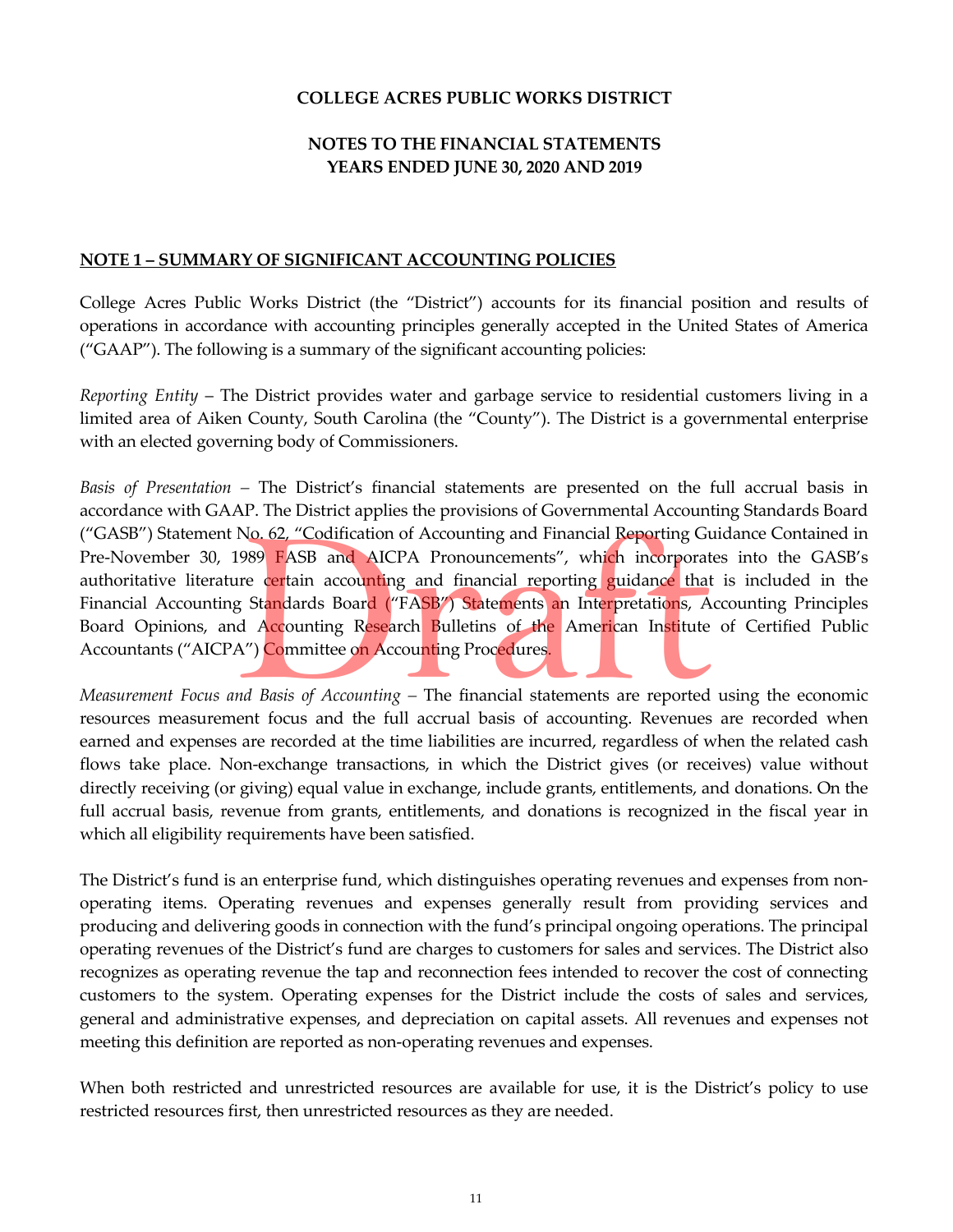**COLLEGE ACRES PUBLIC WORKS DISTRICT**

**NOTES TO THE FINANCIAL STATEMENTS**
**YEARS ENDED JUNE 30, 2020 AND 2019**

**NOTE 1 – SUMMARY OF SIGNIFICANT ACCOUNTING POLICIES**

College Acres Public Works District (the "District") accounts for its financial position and results of operations in accordance with accounting principles generally accepted in the United States of America ("GAAP"). The following is a summary of the significant accounting policies:

*Reporting Entity* – The District provides water and garbage service to residential customers living in a limited area of Aiken County, South Carolina (the "County"). The District is a governmental enterprise with an elected governing body of Commissioners.

*Basis of Presentation* – The District's financial statements are presented on the full accrual basis in accordance with GAAP. The District applies the provisions of Governmental Accounting Standards Board ("GASB") Statement No. 62, "Codification of Accounting and Financial Reporting Guidance Contained in Pre-November 30, 1989 FASB and AICPA Pronouncements", which incorporates into the GASB's authoritative literature certain accounting and financial reporting guidance that is included in the Financial Accounting Standards Board ("FASB") Statements an Interpretations, Accounting Principles Board Opinions, and Accounting Research Bulletins of the American Institute of Certified Public Accountants ("AICPA") Committee on Accounting Procedures.

*Measurement Focus and Basis of Accounting* – The financial statements are reported using the economic resources measurement focus and the full accrual basis of accounting. Revenues are recorded when earned and expenses are recorded at the time liabilities are incurred, regardless of when the related cash flows take place. Non-exchange transactions, in which the District gives (or receives) value without directly receiving (or giving) equal value in exchange, include grants, entitlements, and donations. On the full accrual basis, revenue from grants, entitlements, and donations is recognized in the fiscal year in which all eligibility requirements have been satisfied.

The District's fund is an enterprise fund, which distinguishes operating revenues and expenses from non-operating items. Operating revenues and expenses generally result from providing services and producing and delivering goods in connection with the fund's principal ongoing operations. The principal operating revenues of the District's fund are charges to customers for sales and services. The District also recognizes as operating revenue the tap and reconnection fees intended to recover the cost of connecting customers to the system. Operating expenses for the District include the costs of sales and services, general and administrative expenses, and depreciation on capital assets. All revenues and expenses not meeting this definition are reported as non-operating revenues and expenses.

When both restricted and unrestricted resources are available for use, it is the District's policy to use restricted resources first, then unrestricted resources as they are needed.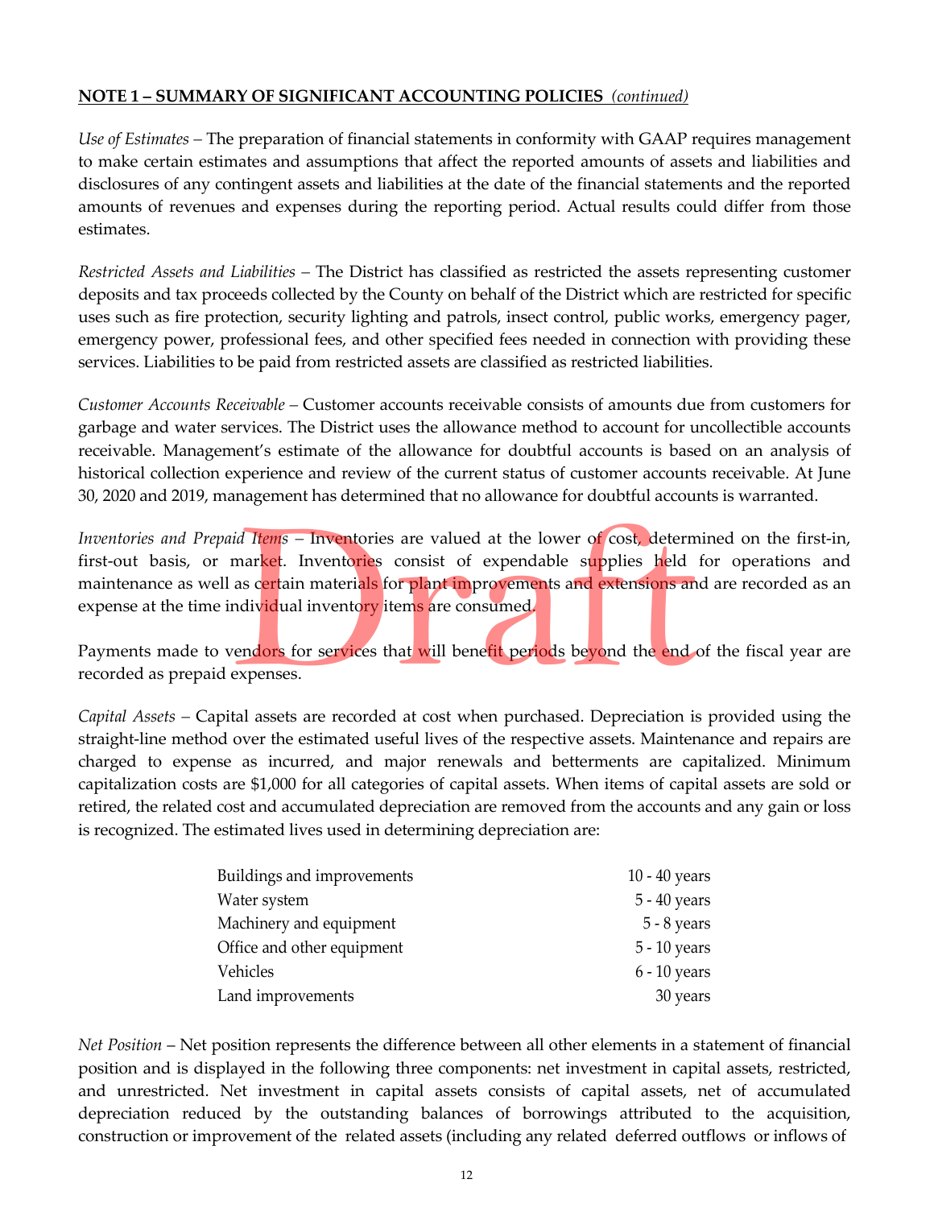**NOTE 1 – SUMMARY OF SIGNIFICANT ACCOUNTING POLICIES** *(continued)*

*Use of Estimates* – The preparation of financial statements in conformity with GAAP requires management to make certain estimates and assumptions that affect the reported amounts of assets and liabilities and disclosures of any contingent assets and liabilities at the date of the financial statements and the reported amounts of revenues and expenses during the reporting period. Actual results could differ from those estimates.

*Restricted Assets and Liabilities* – The District has classified as restricted the assets representing customer deposits and tax proceeds collected by the County on behalf of the District which are restricted for specific uses such as fire protection, security lighting and patrols, insect control, public works, emergency pager, emergency power, professional fees, and other specified fees needed in connection with providing these services. Liabilities to be paid from restricted assets are classified as restricted liabilities.

*Customer Accounts Receivable* – Customer accounts receivable consists of amounts due from customers for garbage and water services. The District uses the allowance method to account for uncollectible accounts receivable. Management's estimate of the allowance for doubtful accounts is based on an analysis of historical collection experience and review of the current status of customer accounts receivable. At June 30, 2020 and 2019, management has determined that no allowance for doubtful accounts is warranted.

*Inventories and Prepaid Items* – Inventories are valued at the lower of cost, determined on the first-in, first-out basis, or market. Inventories consist of expendable supplies held for operations and maintenance as well as certain materials for plant improvements and extensions and are recorded as an expense at the time individual inventory items are consumed.

Payments made to vendors for services that will benefit periods beyond the end of the fiscal year are recorded as prepaid expenses.

*Capital Assets* – Capital assets are recorded at cost when purchased. Depreciation is provided using the straight-line method over the estimated useful lives of the respective assets. Maintenance and repairs are charged to expense as incurred, and major renewals and betterments are capitalized. Minimum capitalization costs are $1,000 for all categories of capital assets. When items of capital assets are sold or retired, the related cost and accumulated depreciation are removed from the accounts and any gain or loss is recognized. The estimated lives used in determining depreciation are:

| | |
|---|---|
| Buildings and improvements | 10 - 40 years |
| Water system | 5 - 40 years |
| Machinery and equipment | 5 - 8 years |
| Office and other equipment | 5 - 10 years |
| Vehicles | 6 - 10 years |
| Land improvements | 30 years |

*Net Position* – Net position represents the difference between all other elements in a statement of financial position and is displayed in the following three components: net investment in capital assets, restricted, and unrestricted. Net investment in capital assets consists of capital assets, net of accumulated depreciation reduced by the outstanding balances of borrowings attributed to the acquisition, construction or improvement of the related assets (including any related deferred outflows or inflows of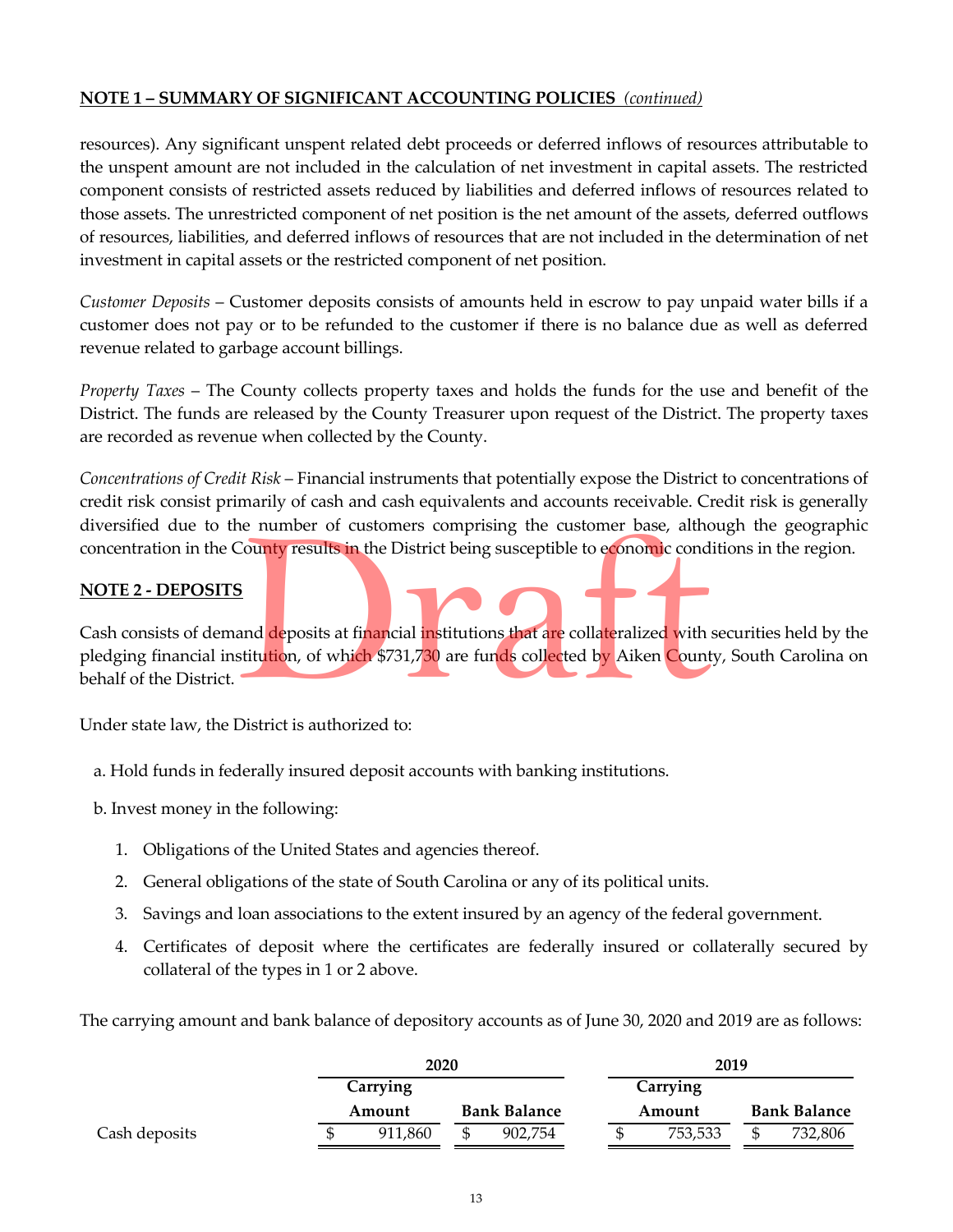**NOTE 1 – SUMMARY OF SIGNIFICANT ACCOUNTING POLICIES** *(continued)*

resources). Any significant unspent related debt proceeds or deferred inflows of resources attributable to the unspent amount are not included in the calculation of net investment in capital assets. The restricted component consists of restricted assets reduced by liabilities and deferred inflows of resources related to those assets. The unrestricted component of net position is the net amount of the assets, deferred outflows of resources, liabilities, and deferred inflows of resources that are not included in the determination of net investment in capital assets or the restricted component of net position.

*Customer Deposits* – Customer deposits consists of amounts held in escrow to pay unpaid water bills if a customer does not pay or to be refunded to the customer if there is no balance due as well as deferred revenue related to garbage account billings.

*Property Taxes* – The County collects property taxes and holds the funds for the use and benefit of the District. The funds are released by the County Treasurer upon request of the District. The property taxes are recorded as revenue when collected by the County.

*Concentrations of Credit Risk* – Financial instruments that potentially expose the District to concentrations of credit risk consist primarily of cash and cash equivalents and accounts receivable. Credit risk is generally diversified due to the number of customers comprising the customer base, although the geographic concentration in the County results in the District being susceptible to economic conditions in the region.

**NOTE 2 - DEPOSITS**

Cash consists of demand deposits at financial institutions that are collateralized with securities held by the pledging financial institution, of which $731,730 are funds collected by Aiken County, South Carolina on behalf of the District.

Under state law, the District is authorized to:

a. Hold funds in federally insured deposit accounts with banking institutions.

b. Invest money in the following:

1. Obligations of the United States and agencies thereof.
2. General obligations of the state of South Carolina or any of its political units.
3. Savings and loan associations to the extent insured by an agency of the federal government.
4. Certificates of deposit where the certificates are federally insured or collaterally secured by collateral of the types in 1 or 2 above.

The carrying amount and bank balance of depository accounts as of June 30, 2020 and 2019 are as follows:

| | 2020 | | 2019 | |
|---|---|---|---|---|
| | Carrying Amount | Bank Balance | Carrying Amount | Bank Balance |
| Cash deposits | $ 911,860 | $ 902,754 | $ 753,533 | $ 732,806 |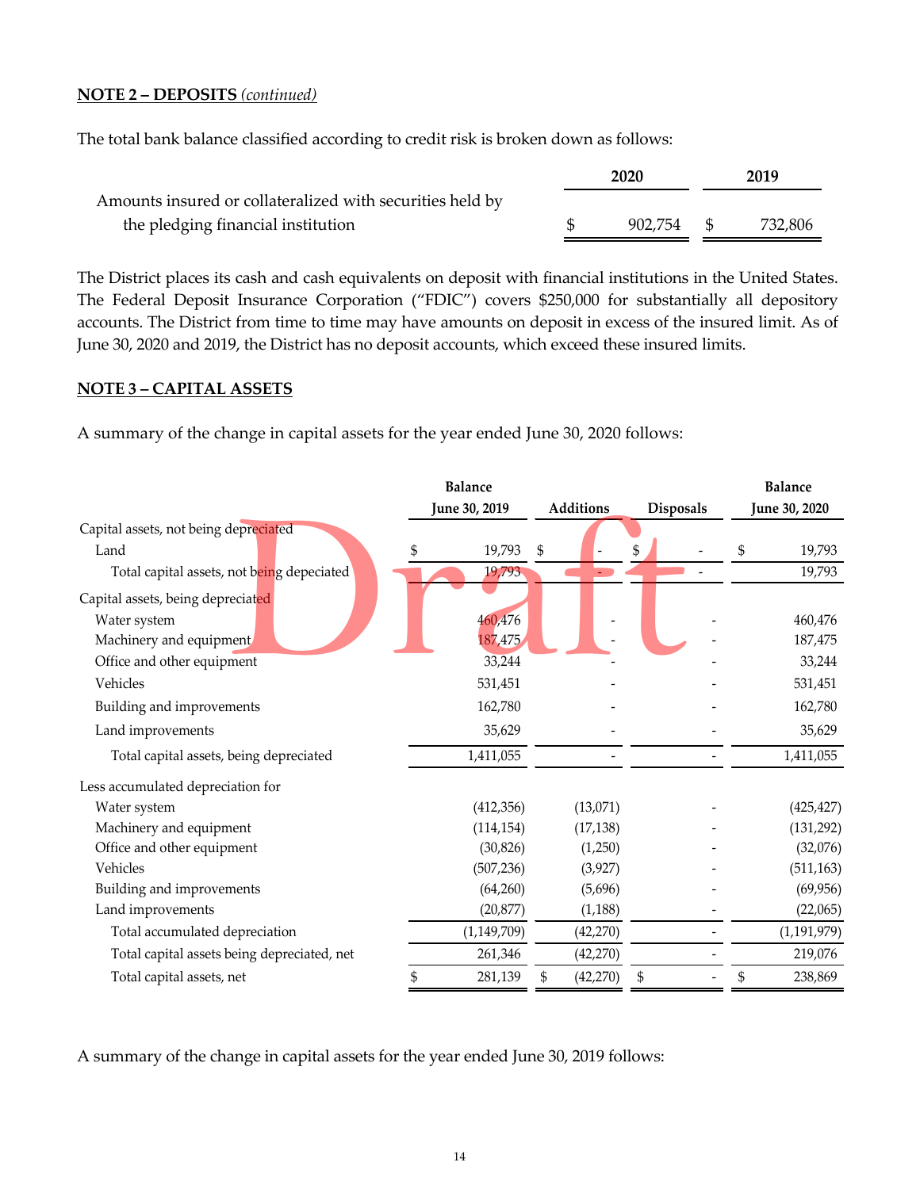**NOTE 2 – DEPOSITS** *(continued)*

The total bank balance classified according to credit risk is broken down as follows:

| | 2020 | 2019 |
|---|---|---|
| Amounts insured or collateralized with securities held by the pledging financial institution | $ 902,754 | $ 732,806 |

The District places its cash and cash equivalents on deposit with financial institutions in the United States. The Federal Deposit Insurance Corporation ("FDIC") covers $250,000 for substantially all depository accounts. The District from time to time may have amounts on deposit in excess of the insured limit. As of June 30, 2020 and 2019, the District has no deposit accounts, which exceed these insured limits.

**NOTE 3 – CAPITAL ASSETS**

A summary of the change in capital assets for the year ended June 30, 2020 follows:

| | Balance June 30, 2019 | Additions | Disposals | Balance June 30, 2020 |
|---|---|---|---|---|
| Capital assets, not being depreciated | | | | |
| Land | $ 19,793 | $ - | $ - | $ 19,793 |
| Total capital assets, not being depeciated | 19,793 | - | - | 19,793 |
| Capital assets, being depreciated | | | | |
| Water system | 460,476 | - | - | 460,476 |
| Machinery and equipment | 187,475 | - | - | 187,475 |
| Office and other equipment | 33,244 | - | - | 33,244 |
| Vehicles | 531,451 | - | - | 531,451 |
| Building and improvements | 162,780 | - | - | 162,780 |
| Land improvements | 35,629 | - | - | 35,629 |
| Total capital assets, being depreciated | 1,411,055 | - | - | 1,411,055 |
| Less accumulated depreciation for | | | | |
| Water system | (412,356) | (13,071) | - | (425,427) |
| Machinery and equipment | (114,154) | (17,138) | - | (131,292) |
| Office and other equipment | (30,826) | (1,250) | - | (32,076) |
| Vehicles | (507,236) | (3,927) | - | (511,163) |
| Building and improvements | (64,260) | (5,696) | - | (69,956) |
| Land improvements | (20,877) | (1,188) | - | (22,065) |
| Total accumulated depreciation | (1,149,709) | (42,270) | - | (1,191,979) |
| Total capital assets being depreciated, net | 261,346 | (42,270) | - | 219,076 |
| Total capital assets, net | $ 281,139 | $ (42,270) | $ - | $ 238,869 |

A summary of the change in capital assets for the year ended June 30, 2019 follows: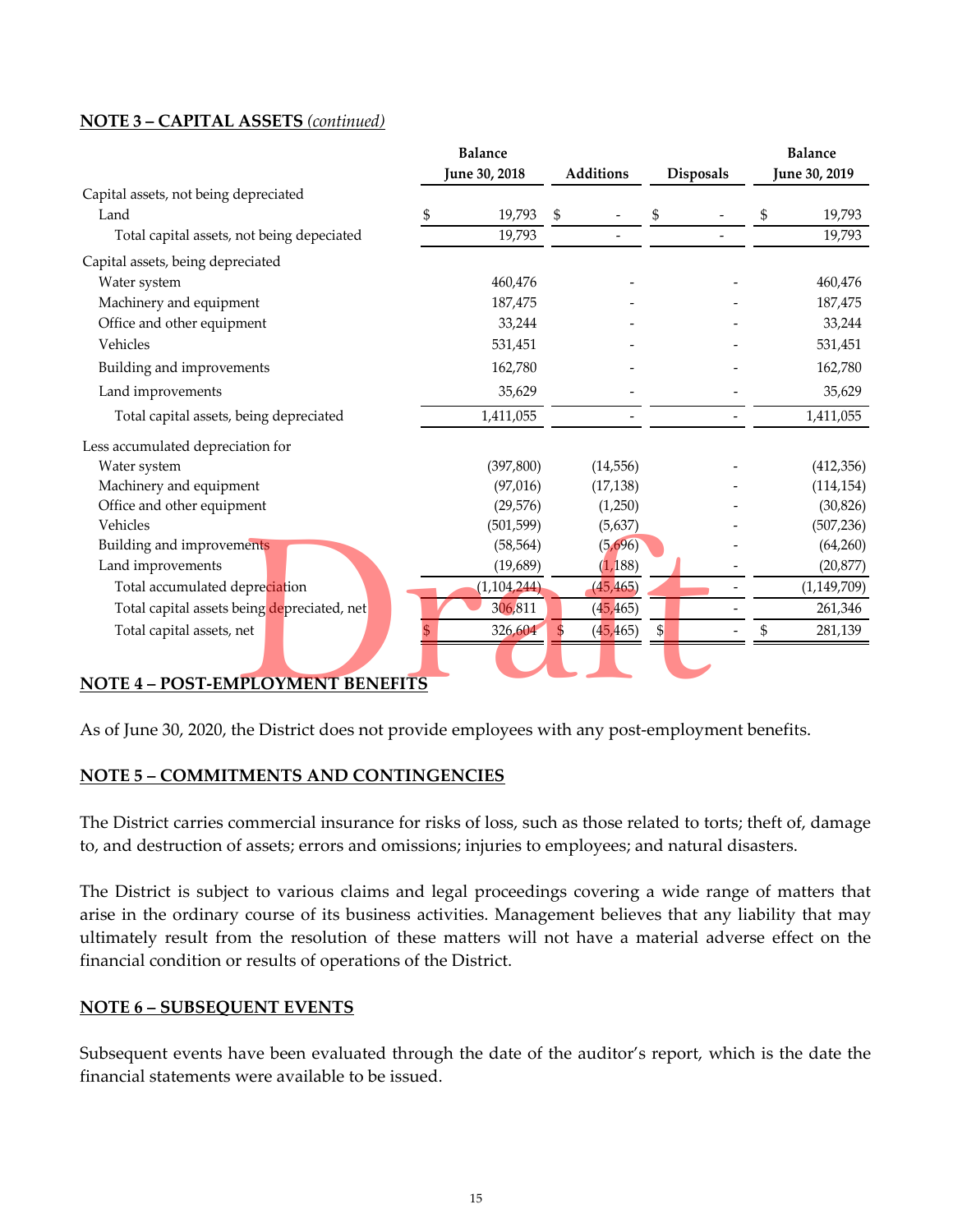## NOTE 3 – CAPITAL ASSETS *(continued)*

| | Balance June 30, 2018 | Additions | Disposals | Balance June 30, 2019 |
|---|---|---|---|---|
| Capital assets, not being depreciated | | | | |
| Land | $ 19,793 | $ - | $ - | $ 19,793 |
| Total capital assets, not being depeciated | 19,793 | - | - | 19,793 |
| Capital assets, being depreciated | | | | |
| Water system | 460,476 | - | - | 460,476 |
| Machinery and equipment | 187,475 | - | - | 187,475 |
| Office and other equipment | 33,244 | - | - | 33,244 |
| Vehicles | 531,451 | - | - | 531,451 |
| Building and improvements | 162,780 | - | - | 162,780 |
| Land improvements | 35,629 | - | - | 35,629 |
| Total capital assets, being depreciated | 1,411,055 | - | - | 1,411,055 |
| Less accumulated depreciation for | | | | |
| Water system | (397,800) | (14,556) | - | (412,356) |
| Machinery and equipment | (97,016) | (17,138) | - | (114,154) |
| Office and other equipment | (29,576) | (1,250) | - | (30,826) |
| Vehicles | (501,599) | (5,637) | - | (507,236) |
| Building and improvements | (58,564) | (5,696) | - | (64,260) |
| Land improvements | (19,689) | (1,188) | - | (20,877) |
| Total accumulated depreciation | (1,104,244) | (45,465) | - | (1,149,709) |
| Total capital assets being depreciated, net | 306,811 | (45,465) | - | 261,346 |
| Total capital assets, net | $ 326,604 | $ (45,465) | $ - | $ 281,139 |

## NOTE 4 – POST-EMPLOYMENT BENEFITS

As of June 30, 2020, the District does not provide employees with any post-employment benefits.

## NOTE 5 – COMMITMENTS AND CONTINGENCIES

The District carries commercial insurance for risks of loss, such as those related to torts; theft of, damage to, and destruction of assets; errors and omissions; injuries to employees; and natural disasters.

The District is subject to various claims and legal proceedings covering a wide range of matters that arise in the ordinary course of its business activities. Management believes that any liability that may ultimately result from the resolution of these matters will not have a material adverse effect on the financial condition or results of operations of the District.

## NOTE 6 – SUBSEQUENT EVENTS

Subsequent events have been evaluated through the date of the auditor's report, which is the date the financial statements were available to be issued.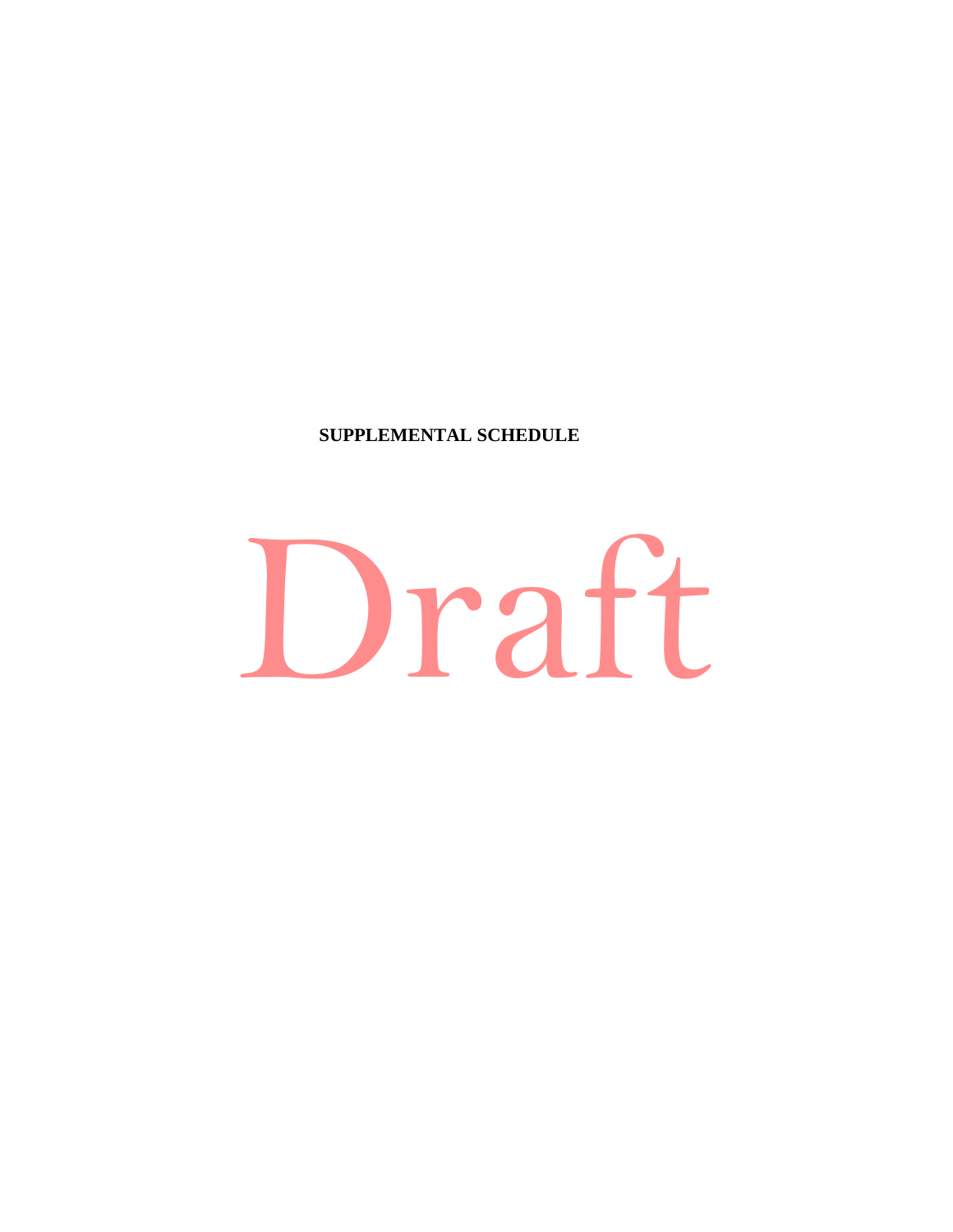**SUPPLEMENTAL SCHEDULE**

Draft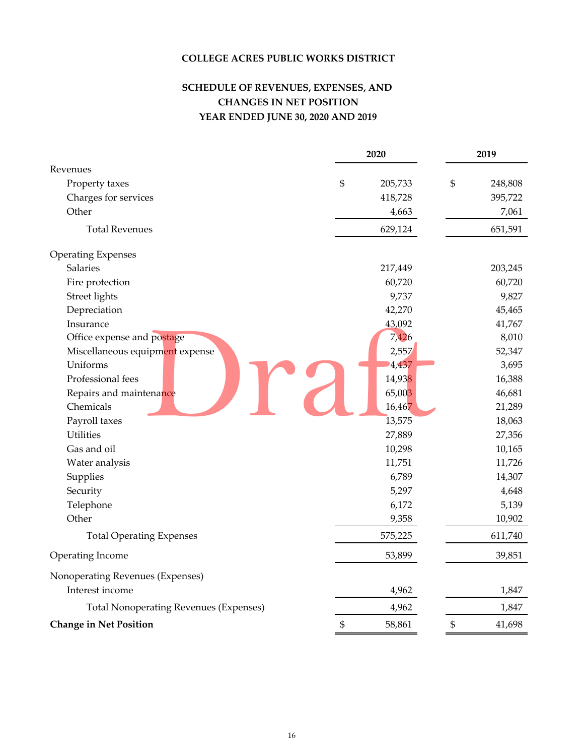**COLLEGE ACRES PUBLIC WORKS DISTRICT**

**SCHEDULE OF REVENUES, EXPENSES, AND CHANGES IN NET POSITION YEAR ENDED JUNE 30, 2020 AND 2019**

| | 2020 | 2019 |
|---|---|---|
| Revenues | | |
| Property taxes | $ 205,733 | $ 248,808 |
| Charges for services | 418,728 | 395,722 |
| Other | 4,663 | 7,061 |
| Total Revenues | 629,124 | 651,591 |
| Operating Expenses | | |
| Salaries | 217,449 | 203,245 |
| Fire protection | 60,720 | 60,720 |
| Street lights | 9,737 | 9,827 |
| Depreciation | 42,270 | 45,465 |
| Insurance | 43,092 | 41,767 |
| Office expense and postage | 7,426 | 8,010 |
| Miscellaneous equipment expense | 2,557 | 52,347 |
| Uniforms | 4,437 | 3,695 |
| Professional fees | 14,938 | 16,388 |
| Repairs and maintenance | 65,003 | 46,681 |
| Chemicals | 16,467 | 21,289 |
| Payroll taxes | 13,575 | 18,063 |
| Utilities | 27,889 | 27,356 |
| Gas and oil | 10,298 | 10,165 |
| Water analysis | 11,751 | 11,726 |
| Supplies | 6,789 | 14,307 |
| Security | 5,297 | 4,648 |
| Telephone | 6,172 | 5,139 |
| Other | 9,358 | 10,902 |
| Total Operating Expenses | 575,225 | 611,740 |
| Operating Income | 53,899 | 39,851 |
| Nonoperating Revenues (Expenses) | | |
| Interest income | 4,962 | 1,847 |
| Total Nonoperating Revenues (Expenses) | 4,962 | 1,847 |
| **Change in Net Position** | $ 58,861 | $ 41,698 |

Draft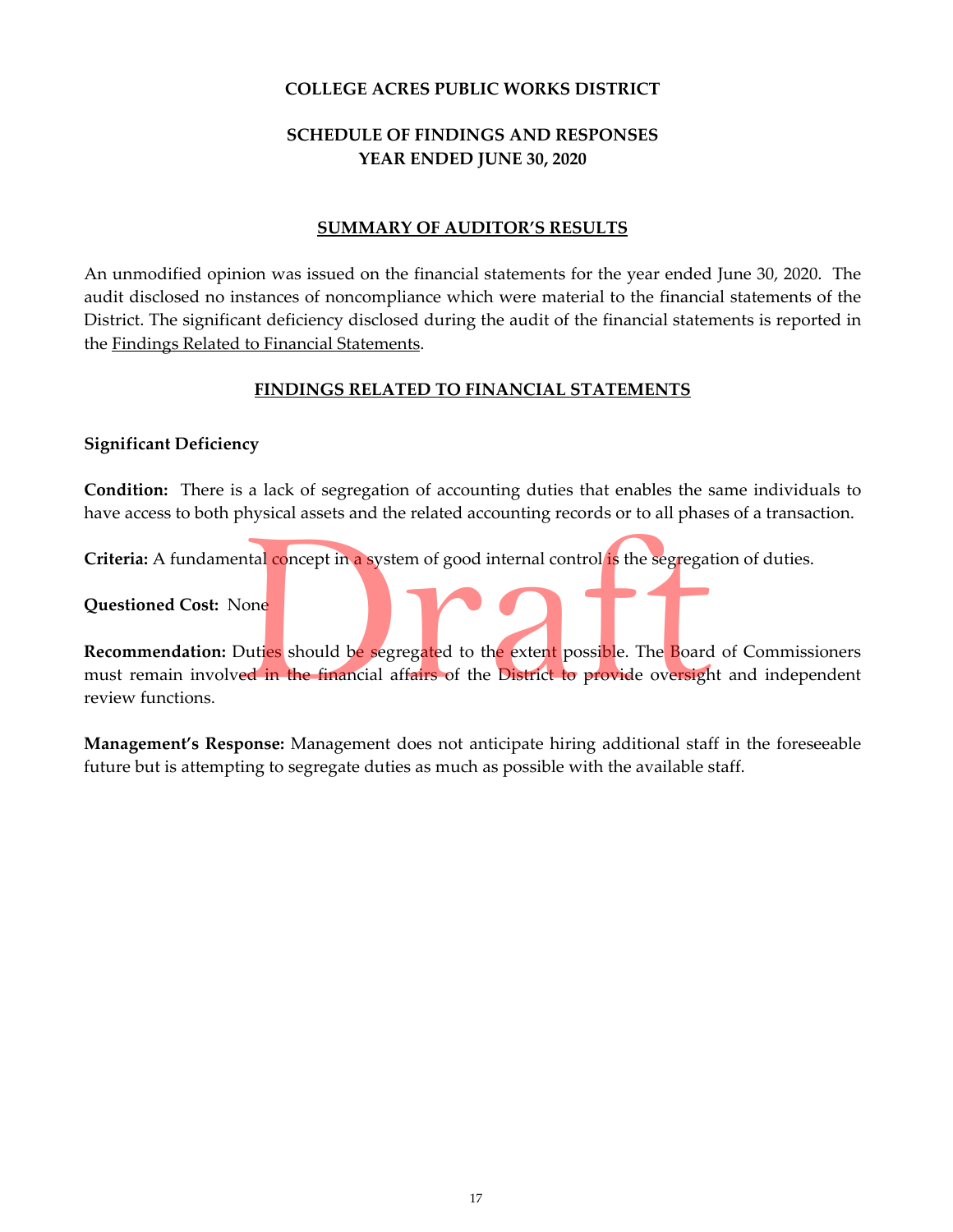# COLLEGE ACRES PUBLIC WORKS DISTRICT

## SCHEDULE OF FINDINGS AND RESPONSES
## YEAR ENDED JUNE 30, 2020

### SUMMARY OF AUDITOR'S RESULTS

An unmodified opinion was issued on the financial statements for the year ended June 30, 2020. The audit disclosed no instances of noncompliance which were material to the financial statements of the District. The significant deficiency disclosed during the audit of the financial statements is reported in the Findings Related to Financial Statements.

### FINDINGS RELATED TO FINANCIAL STATEMENTS

**Significant Deficiency**

**Condition:** There is a lack of segregation of accounting duties that enables the same individuals to have access to both physical assets and the related accounting records or to all phases of a transaction.

**Criteria:** A fundamental concept in a system of good internal control is the segregation of duties.

**Questioned Cost:** None

**Recommendation:** Duties should be segregated to the extent possible. The Board of Commissioners must remain involved in the financial affairs of the District to provide oversight and independent review functions.

**Management's Response:** Management does not anticipate hiring additional staff in the foreseeable future but is attempting to segregate duties as much as possible with the available staff.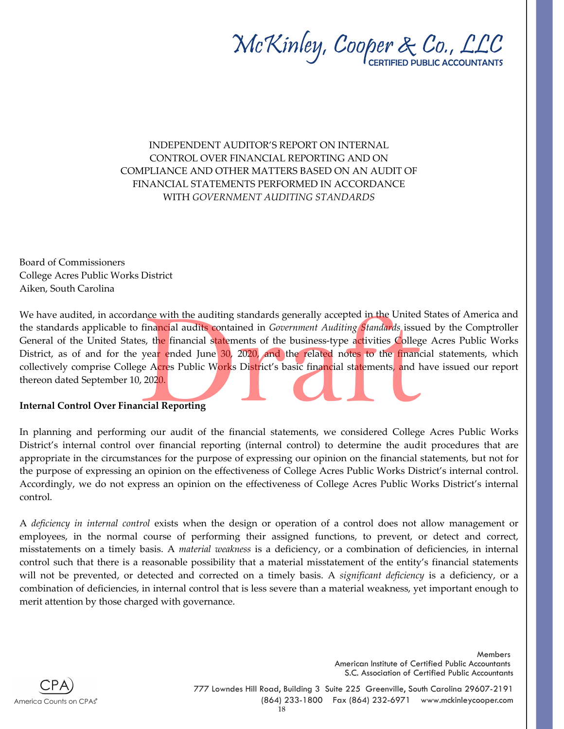McKinley, Cooper & Co., LLC
CERTIFIED PUBLIC ACCOUNTANTS

# INDEPENDENT AUDITOR'S REPORT ON INTERNAL CONTROL OVER FINANCIAL REPORTING AND ON COMPLIANCE AND OTHER MATTERS BASED ON AN AUDIT OF FINANCIAL STATEMENTS PERFORMED IN ACCORDANCE WITH *GOVERNMENT AUDITING STANDARDS*

Board of Commissioners
College Acres Public Works District
Aiken, South Carolina

We have audited, in accordance with the auditing standards generally accepted in the United States of America and the standards applicable to financial audits contained in *Government Auditing Standards* issued by the Comptroller General of the United States, the financial statements of the business-type activities College Acres Public Works District, as of and for the year ended June 30, 2020, and the related notes to the financial statements, which collectively comprise College Acres Public Works District's basic financial statements, and have issued our report thereon dated September 10, 2020.

Draft

**Internal Control Over Financial Reporting**

In planning and performing our audit of the financial statements, we considered College Acres Public Works District's internal control over financial reporting (internal control) to determine the audit procedures that are appropriate in the circumstances for the purpose of expressing our opinion on the financial statements, but not for the purpose of expressing an opinion on the effectiveness of College Acres Public Works District's internal control. Accordingly, we do not express an opinion on the effectiveness of College Acres Public Works District's internal control.

A *deficiency in internal control* exists when the design or operation of a control does not allow management or employees, in the normal course of performing their assigned functions, to prevent, or detect and correct, misstatements on a timely basis. A *material weakness* is a deficiency, or a combination of deficiencies, in internal control such that there is a reasonable possibility that a material misstatement of the entity's financial statements will not be prevented, or detected and corrected on a timely basis. A *significant deficiency* is a deficiency, or a combination of deficiencies, in internal control that is less severe than a material weakness, yet important enough to merit attention by those charged with governance.

Members
American Institute of Certified Public Accountants
S.C. Association of Certified Public Accountants

CPA
America Counts on CPAs®

777 Lowndes Hill Road, Building 3 Suite 225 Greenville, South Carolina 29607-2191
(864) 233-1800 Fax (864) 232-6971 www.mckinleycooper.com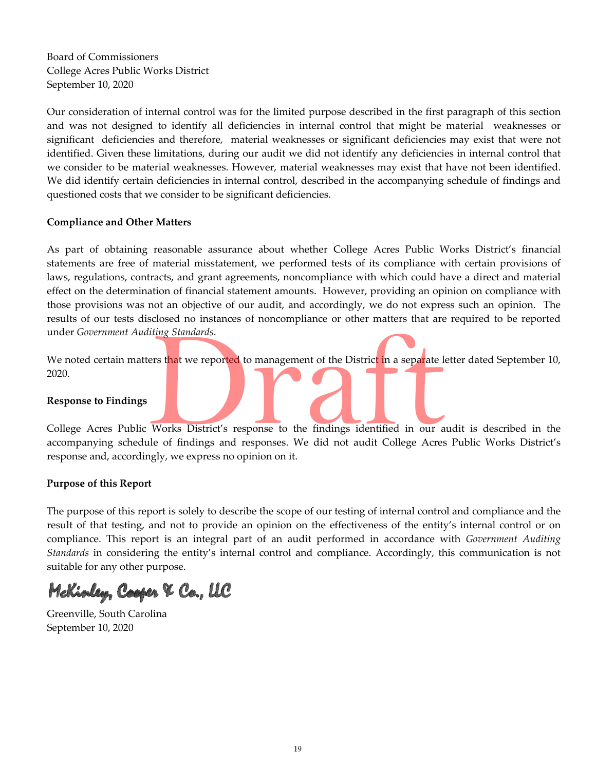Board of Commissioners
College Acres Public Works District
September 10, 2020

Our consideration of internal control was for the limited purpose described in the first paragraph of this section and was not designed to identify all deficiencies in internal control that might be material weaknesses or significant deficiencies and therefore, material weaknesses or significant deficiencies may exist that were not identified. Given these limitations, during our audit we did not identify any deficiencies in internal control that we consider to be material weaknesses. However, material weaknesses may exist that have not been identified. We did identify certain deficiencies in internal control, described in the accompanying schedule of findings and questioned costs that we consider to be significant deficiencies.

**Compliance and Other Matters**

As part of obtaining reasonable assurance about whether College Acres Public Works District's financial statements are free of material misstatement, we performed tests of its compliance with certain provisions of laws, regulations, contracts, and grant agreements, noncompliance with which could have a direct and material effect on the determination of financial statement amounts. However, providing an opinion on compliance with those provisions was not an objective of our audit, and accordingly, we do not express such an opinion. The results of our tests disclosed no instances of noncompliance or other matters that are required to be reported under *Government Auditing Standards*.

We noted certain matters that we reported to management of the District in a separate letter dated September 10, 2020.

**Response to Findings**

College Acres Public Works District's response to the findings identified in our audit is described in the accompanying schedule of findings and responses. We did not audit College Acres Public Works District's response and, accordingly, we express no opinion on it.

**Purpose of this Report**

The purpose of this report is solely to describe the scope of our testing of internal control and compliance and the result of that testing, and not to provide an opinion on the effectiveness of the entity's internal control or on compliance. This report is an integral part of an audit performed in accordance with *Government Auditing Standards* in considering the entity's internal control and compliance. Accordingly, this communication is not suitable for any other purpose.

McKinley, Cooper & Co., LLC

Greenville, South Carolina
September 10, 2020